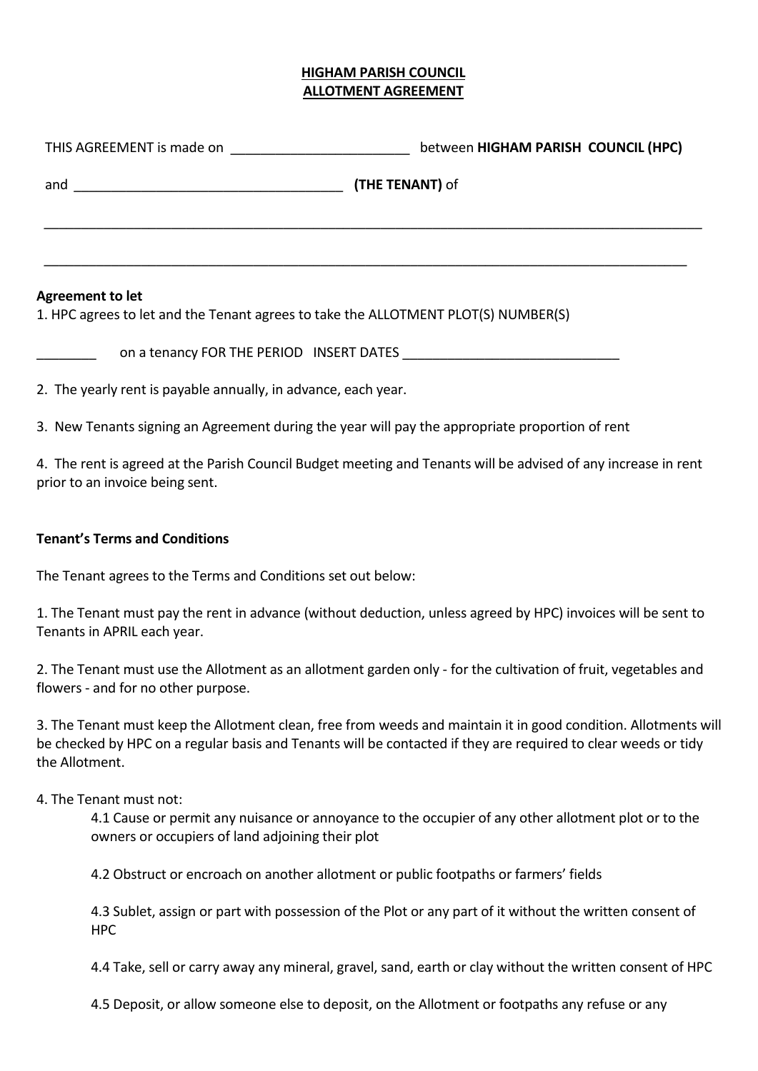**HIGHAM PARISH COUNCIL**
**ALLOTMENT AGREEMENT**

THIS AGREEMENT is made on ________________________ between **HIGHAM PARISH COUNCIL (HPC)**

and ____________________________________ **(THE TENANT)** of

_____________________________________________________________________________________

_____________________________________________________________________________________

**Agreement to let**

1. HPC agrees to let and the Tenant agrees to take the ALLOTMENT PLOT(S) NUMBER(S)

________ on a tenancy FOR THE PERIOD INSERT DATES ______________________________

2. The yearly rent is payable annually, in advance, each year.

3. New Tenants signing an Agreement during the year will pay the appropriate proportion of rent

4. The rent is agreed at the Parish Council Budget meeting and Tenants will be advised of any increase in rent prior to an invoice being sent.

**Tenant's Terms and Conditions**

The Tenant agrees to the Terms and Conditions set out below:

1. The Tenant must pay the rent in advance (without deduction, unless agreed by HPC) invoices will be sent to Tenants in APRIL each year.

2. The Tenant must use the Allotment as an allotment garden only - for the cultivation of fruit, vegetables and flowers - and for no other purpose.

3. The Tenant must keep the Allotment clean, free from weeds and maintain it in good condition. Allotments will be checked by HPC on a regular basis and Tenants will be contacted if they are required to clear weeds or tidy the Allotment.

4. The Tenant must not:

   4.1 Cause or permit any nuisance or annoyance to the occupier of any other allotment plot or to the owners or occupiers of land adjoining their plot

   4.2 Obstruct or encroach on another allotment or public footpaths or farmers' fields

   4.3 Sublet, assign or part with possession of the Plot or any part of it without the written consent of HPC

   4.4 Take, sell or carry away any mineral, gravel, sand, earth or clay without the written consent of HPC

   4.5 Deposit, or allow someone else to deposit, on the Allotment or footpaths any refuse or any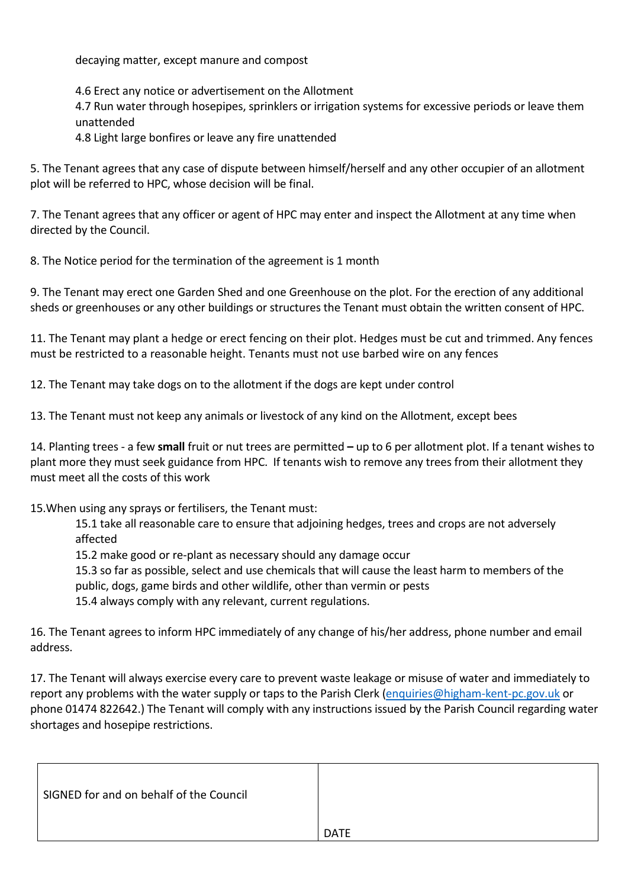decaying matter, except manure and compost

4.6 Erect any notice or advertisement on the Allotment
4.7 Run water through hosepipes, sprinklers or irrigation systems for excessive periods or leave them unattended
4.8 Light large bonfires or leave any fire unattended

5. The Tenant agrees that any case of dispute between himself/herself and any other occupier of an allotment plot will be referred to HPC, whose decision will be final.

7. The Tenant agrees that any officer or agent of HPC may enter and inspect the Allotment at any time when directed by the Council.

8. The Notice period for the termination of the agreement is 1 month

9. The Tenant may erect one Garden Shed and one Greenhouse on the plot. For the erection of any additional sheds or greenhouses or any other buildings or structures the Tenant must obtain the written consent of HPC.

11. The Tenant may plant a hedge or erect fencing on their plot. Hedges must be cut and trimmed. Any fences must be restricted to a reasonable height. Tenants must not use barbed wire on any fences

12. The Tenant may take dogs on to the allotment if the dogs are kept under control

13. The Tenant must not keep any animals or livestock of any kind on the Allotment, except bees

14. Planting trees - a few **small** fruit or nut trees are permitted **–** up to 6 per allotment plot. If a tenant wishes to plant more they must seek guidance from HPC. If tenants wish to remove any trees from their allotment they must meet all the costs of this work

15.When using any sprays or fertilisers, the Tenant must:

15.1 take all reasonable care to ensure that adjoining hedges, trees and crops are not adversely affected
15.2 make good or re-plant as necessary should any damage occur
15.3 so far as possible, select and use chemicals that will cause the least harm to members of the public, dogs, game birds and other wildlife, other than vermin or pests
15.4 always comply with any relevant, current regulations.

16. The Tenant agrees to inform HPC immediately of any change of his/her address, phone number and email address.

17. The Tenant will always exercise every care to prevent waste leakage or misuse of water and immediately to report any problems with the water supply or taps to the Parish Clerk (enquiries@higham-kent-pc.gov.uk or phone 01474 822642.) The Tenant will comply with any instructions issued by the Parish Council regarding water shortages and hosepipe restrictions.

| SIGNED for and on behalf of the Council | DATE |
| --- | --- |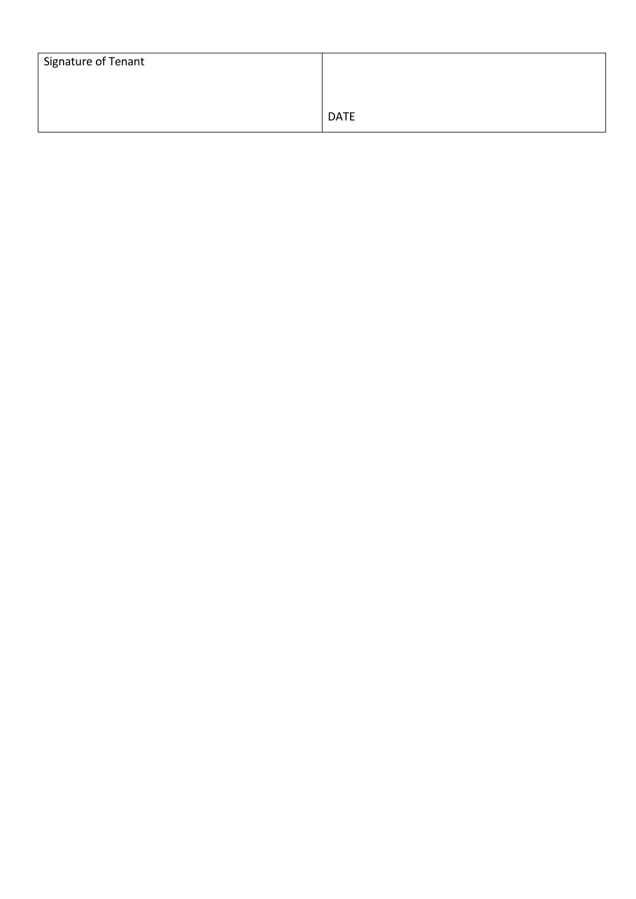| | |
|---|---|
| Signature of Tenant | DATE |